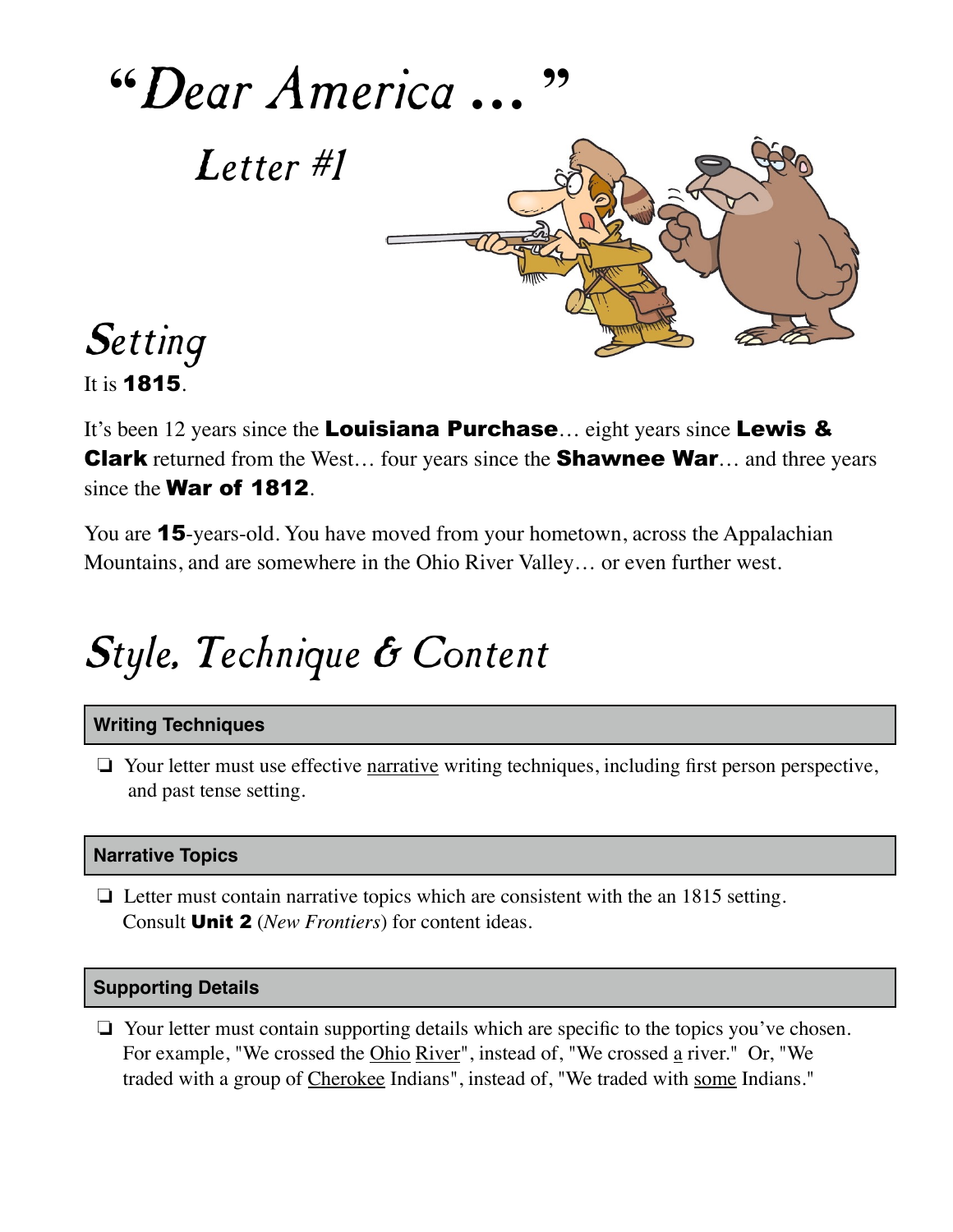# "Dear America ..."

## Letter #1

## Setting

It is **1815**.

It's been 12 years since the **Louisiana Purchase**… eight years since **Lewis & Clark** returned from the West… four years since the **Shawnee War**… and three years since the **War of 1812**.

You are **15**-years-old. You have moved from your hometown, across the Appalachian Mountains, and are somewhere in the Ohio River Valley… or even further west.

## Style, Technique & Content

### Writing Techniques

- ❏ Your letter must use effective narrative writing techniques, including first person perspective, and past tense setting.

### Narrative Topics

- ❏ Letter must contain narrative topics which are consistent with the an 1815 setting. Consult **Unit 2** (*New Frontiers*) for content ideas.

### Supporting Details

- ❏ Your letter must contain supporting details which are specific to the topics you've chosen. For example, "We crossed the Ohio River", instead of, "We crossed a river." Or, "We traded with a group of Cherokee Indians", instead of, "We traded with some Indians."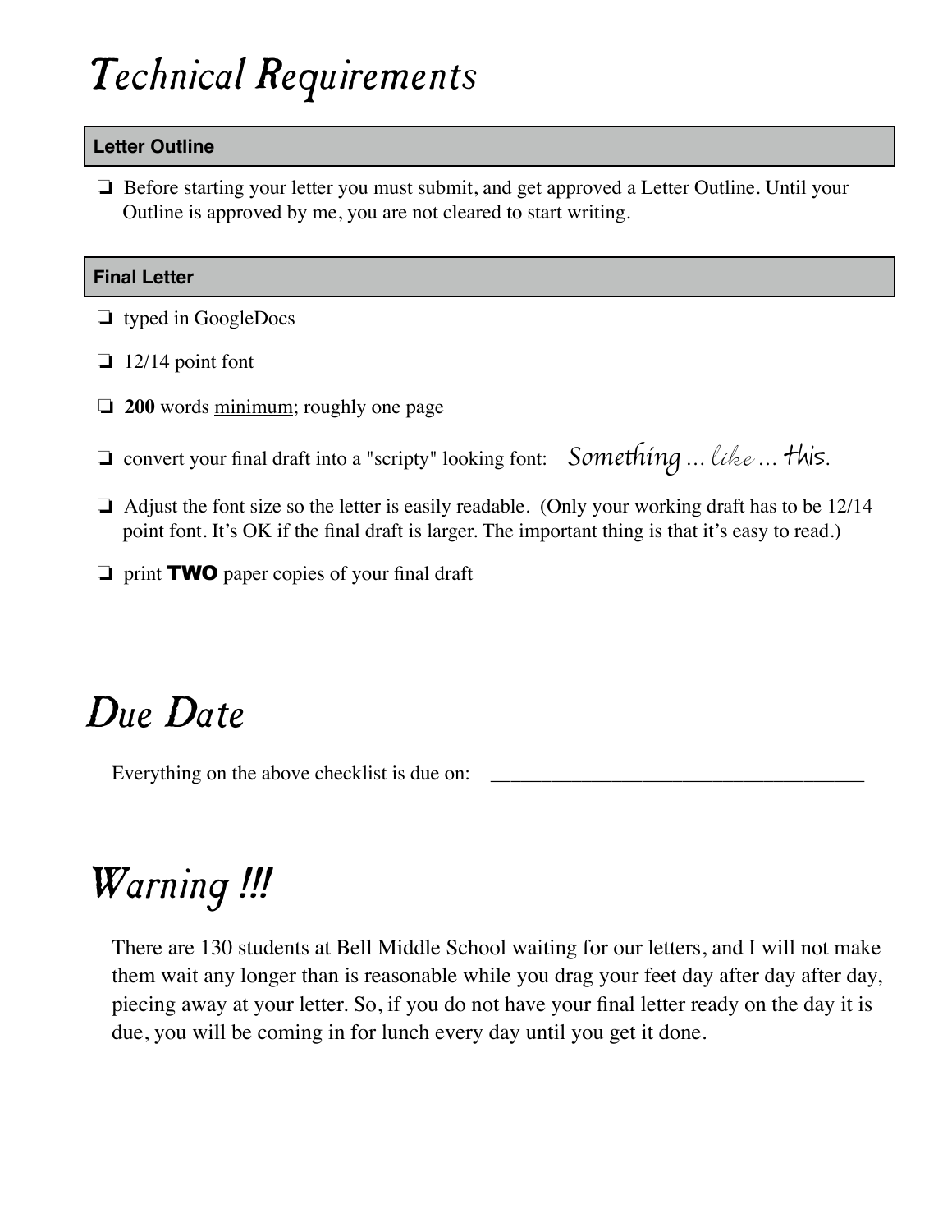# Technical Requirements

## Letter Outline

- ❏ Before starting your letter you must submit, and get approved a Letter Outline. Until your Outline is approved by me, you are not cleared to start writing.

## Final Letter

- ❏ typed in GoogleDocs
- ❏ 12/14 point font
- ❏ **200** words <u>minimum</u>; roughly one page
- ❏ convert your final draft into a "scripty" looking font: *Something ... like ... this.*
- ❏ Adjust the font size so the letter is easily readable. (Only your working draft has to be 12/14 point font. It's OK if the final draft is larger. The important thing is that it's easy to read.)
- ❏ print **TWO** paper copies of your final draft

# Due Date

Everything on the above checklist is due on: ______________________________________

# Warning !!!

There are 130 students at Bell Middle School waiting for our letters, and I will not make them wait any longer than is reasonable while you drag your feet day after day after day, piecing away at your letter. So, if you do not have your final letter ready on the day it is due, you will be coming in for lunch <u>every</u> <u>day</u> until you get it done.